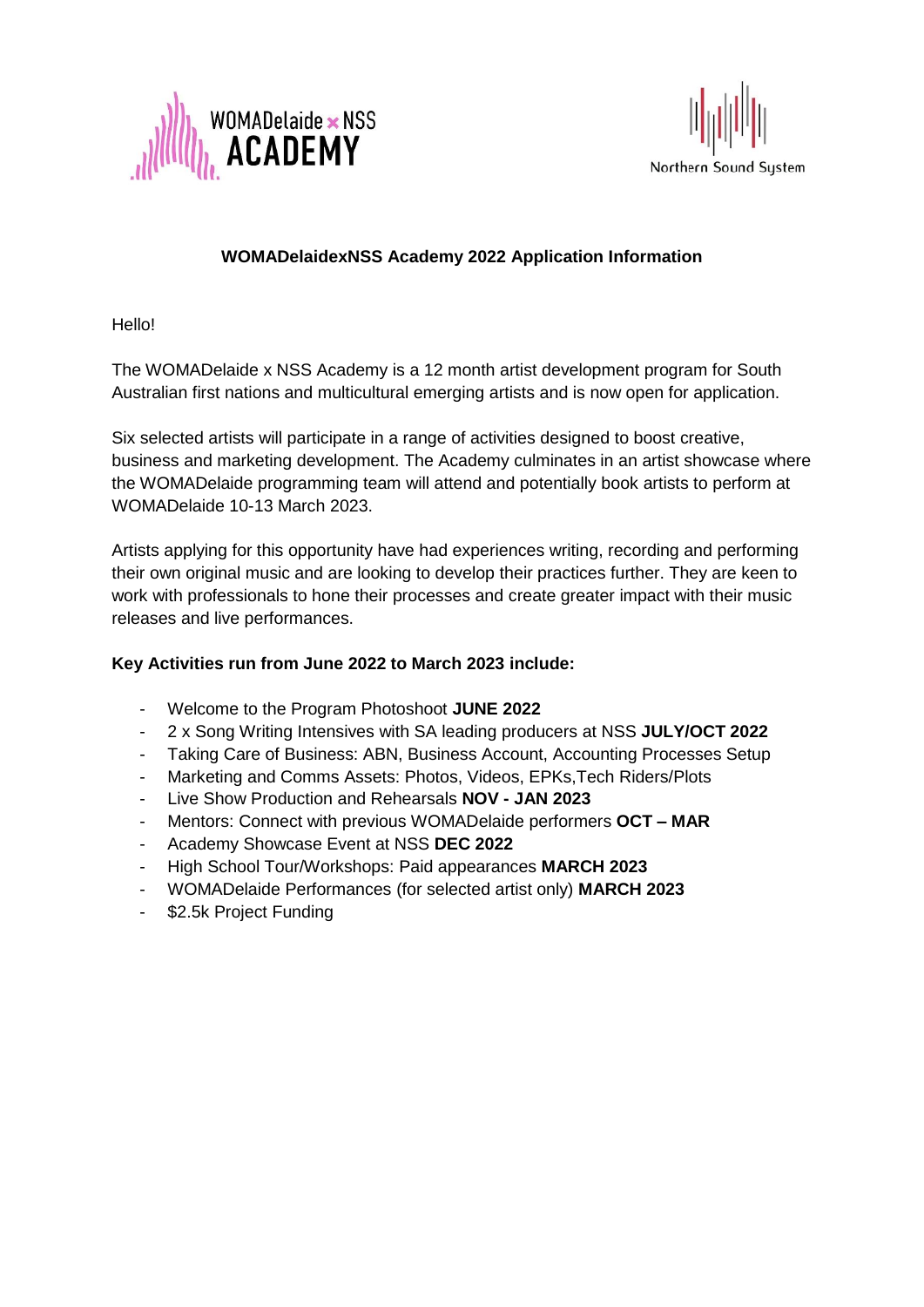**WOMADelaidexNSS Academy 2022 Application Information**

Hello!

The WOMADelaide x NSS Academy is a 12 month artist development program for South Australian first nations and multicultural emerging artists and is now open for application.

Six selected artists will participate in a range of activities designed to boost creative, business and marketing development. The Academy culminates in an artist showcase where the WOMADelaide programming team will attend and potentially book artists to perform at WOMADelaide 10-13 March 2023.

Artists applying for this opportunity have had experiences writing, recording and performing their own original music and are looking to develop their practices further. They are keen to work with professionals to hone their processes and create greater impact with their music releases and live performances.

**Key Activities run from June 2022 to March 2023 include:**

- Welcome to the Program Photoshoot **JUNE 2022**
- 2 x Song Writing Intensives with SA leading producers at NSS **JULY/OCT 2022**
- Taking Care of Business: ABN, Business Account, Accounting Processes Setup
- Marketing and Comms Assets: Photos, Videos, EPKs,Tech Riders/Plots
- Live Show Production and Rehearsals **NOV - JAN 2023**
- Mentors: Connect with previous WOMADelaide performers **OCT – MAR**
- Academy Showcase Event at NSS **DEC 2022**
- High School Tour/Workshops: Paid appearances **MARCH 2023**
- WOMADelaide Performances (for selected artist only) **MARCH 2023**
- $2.5k Project Funding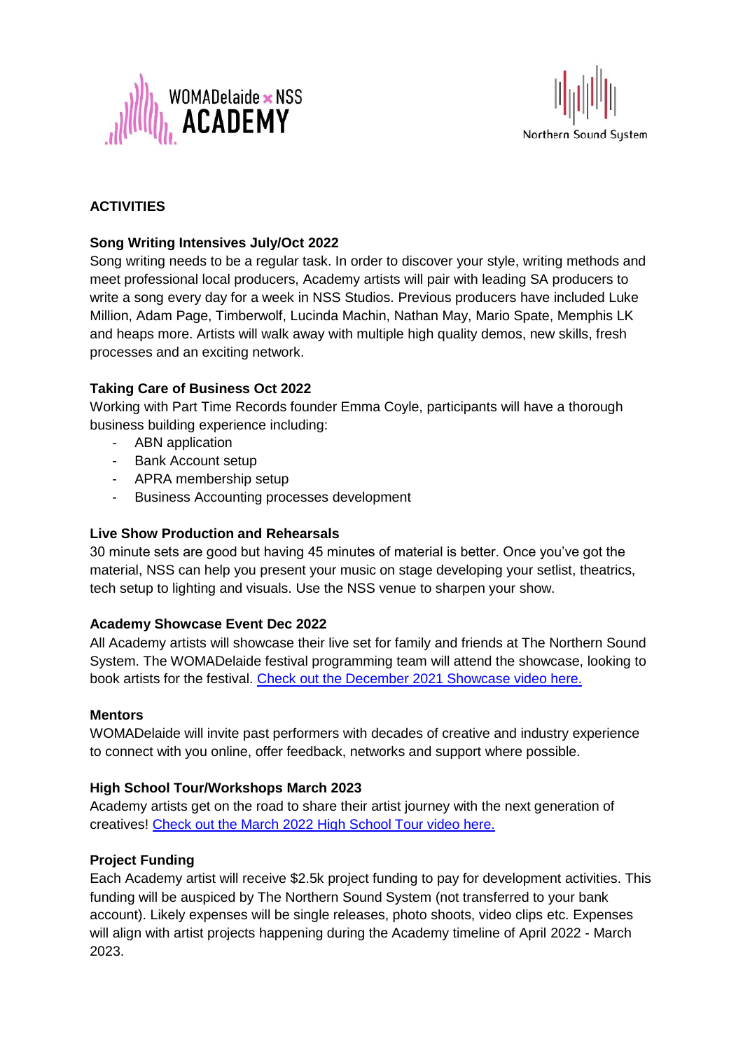## ACTIVITIES

### Song Writing Intensives July/Oct 2022

Song writing needs to be a regular task. In order to discover your style, writing methods and meet professional local producers, Academy artists will pair with leading SA producers to write a song every day for a week in NSS Studios. Previous producers have included Luke Million, Adam Page, Timberwolf, Lucinda Machin, Nathan May, Mario Spate, Memphis LK and heaps more. Artists will walk away with multiple high quality demos, new skills, fresh processes and an exciting network.

### Taking Care of Business Oct 2022

Working with Part Time Records founder Emma Coyle, participants will have a thorough business building experience including:

- ABN application
- Bank Account setup
- APRA membership setup
- Business Accounting processes development

### Live Show Production and Rehearsals

30 minute sets are good but having 45 minutes of material is better. Once you've got the material, NSS can help you present your music on stage developing your setlist, theatrics, tech setup to lighting and visuals. Use the NSS venue to sharpen your show.

### Academy Showcase Event Dec 2022

All Academy artists will showcase their live set for family and friends at The Northern Sound System. The WOMADelaide festival programming team will attend the showcase, looking to book artists for the festival. Check out the December 2021 Showcase video here.

### Mentors

WOMADelaide will invite past performers with decades of creative and industry experience to connect with you online, offer feedback, networks and support where possible.

### High School Tour/Workshops March 2023

Academy artists get on the road to share their artist journey with the next generation of creatives! Check out the March 2022 High School Tour video here.

### Project Funding

Each Academy artist will receive $2.5k project funding to pay for development activities. This funding will be auspiced by The Northern Sound System (not transferred to your bank account). Likely expenses will be single releases, photo shoots, video clips etc. Expenses will align with artist projects happening during the Academy timeline of April 2022 - March 2023.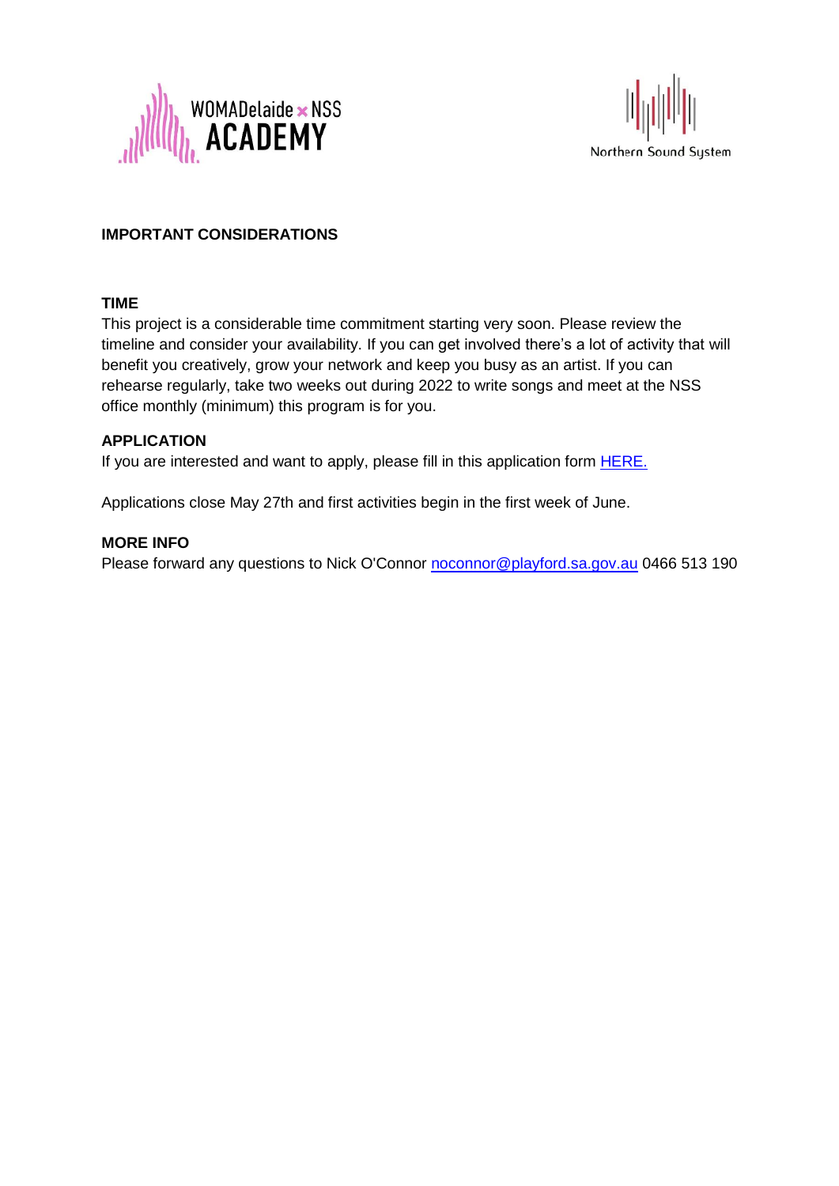## IMPORTANT CONSIDERATIONS

### TIME

This project is a considerable time commitment starting very soon. Please review the timeline and consider your availability. If you can get involved there's a lot of activity that will benefit you creatively, grow your network and keep you busy as an artist. If you can rehearse regularly, take two weeks out during 2022 to write songs and meet at the NSS office monthly (minimum) this program is for you.

### APPLICATION

If you are interested and want to apply, please fill in this application form HERE.

Applications close May 27th and first activities begin in the first week of June.

### MORE INFO

Please forward any questions to Nick O'Connor noconnor@playford.sa.gov.au 0466 513 190